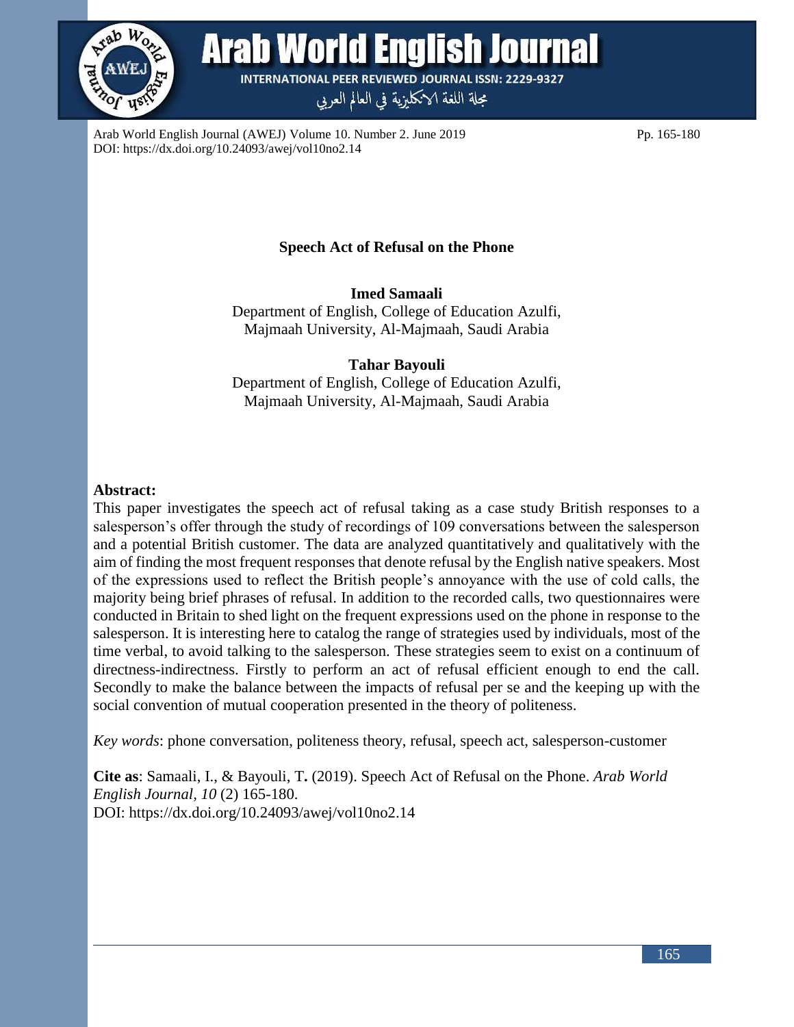# Speech Act of Refusal on the Phone

**Imed Samaali**
Department of English, College of Education Azulfi,
Majmaah University, Al-Majmaah, Saudi Arabia

**Tahar Bayouli**
Department of English, College of Education Azulfi,
Majmaah University, Al-Majmaah, Saudi Arabia

## Abstract:

This paper investigates the speech act of refusal taking as a case study British responses to a salesperson's offer through the study of recordings of 109 conversations between the salesperson and a potential British customer. The data are analyzed quantitatively and qualitatively with the aim of finding the most frequent responses that denote refusal by the English native speakers. Most of the expressions used to reflect the British people's annoyance with the use of cold calls, the majority being brief phrases of refusal. In addition to the recorded calls, two questionnaires were conducted in Britain to shed light on the frequent expressions used on the phone in response to the salesperson. It is interesting here to catalog the range of strategies used by individuals, most of the time verbal, to avoid talking to the salesperson. These strategies seem to exist on a continuum of directness-indirectness. Firstly to perform an act of refusal efficient enough to end the call. Secondly to make the balance between the impacts of refusal per se and the keeping up with the social convention of mutual cooperation presented in the theory of politeness.

*Key words*: phone conversation, politeness theory, refusal, speech act, salesperson-customer

**Cite as**: Samaali, I., & Bayouli, T**.** (2019). Speech Act of Refusal on the Phone. *Arab World English Journal, 10* (2) 165-180.
DOI: https://dx.doi.org/10.24093/awej/vol10no2.14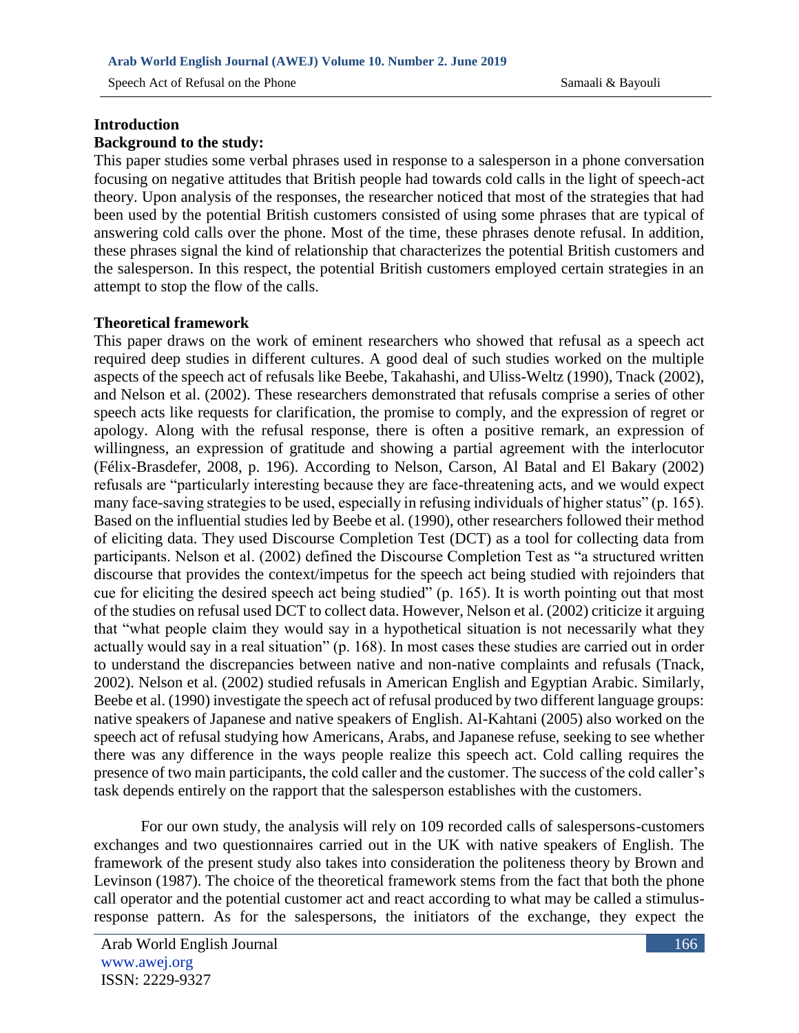## Introduction

### Background to the study:

This paper studies some verbal phrases used in response to a salesperson in a phone conversation focusing on negative attitudes that British people had towards cold calls in the light of speech-act theory. Upon analysis of the responses, the researcher noticed that most of the strategies that had been used by the potential British customers consisted of using some phrases that are typical of answering cold calls over the phone. Most of the time, these phrases denote refusal. In addition, these phrases signal the kind of relationship that characterizes the potential British customers and the salesperson. In this respect, the potential British customers employed certain strategies in an attempt to stop the flow of the calls.

### Theoretical framework

This paper draws on the work of eminent researchers who showed that refusal as a speech act required deep studies in different cultures. A good deal of such studies worked on the multiple aspects of the speech act of refusals like Beebe, Takahashi, and Uliss-Weltz (1990), Tnack (2002), and Nelson et al. (2002). These researchers demonstrated that refusals comprise a series of other speech acts like requests for clarification, the promise to comply, and the expression of regret or apology. Along with the refusal response, there is often a positive remark, an expression of willingness, an expression of gratitude and showing a partial agreement with the interlocutor (Félix-Brasdefer, 2008, p. 196). According to Nelson, Carson, Al Batal and El Bakary (2002) refusals are "particularly interesting because they are face-threatening acts, and we would expect many face-saving strategies to be used, especially in refusing individuals of higher status" (p. 165). Based on the influential studies led by Beebe et al. (1990), other researchers followed their method of eliciting data. They used Discourse Completion Test (DCT) as a tool for collecting data from participants. Nelson et al. (2002) defined the Discourse Completion Test as "a structured written discourse that provides the context/impetus for the speech act being studied with rejoinders that cue for eliciting the desired speech act being studied" (p. 165). It is worth pointing out that most of the studies on refusal used DCT to collect data. However, Nelson et al. (2002) criticize it arguing that "what people claim they would say in a hypothetical situation is not necessarily what they actually would say in a real situation" (p. 168). In most cases these studies are carried out in order to understand the discrepancies between native and non-native complaints and refusals (Tnack, 2002). Nelson et al. (2002) studied refusals in American English and Egyptian Arabic. Similarly, Beebe et al. (1990) investigate the speech act of refusal produced by two different language groups: native speakers of Japanese and native speakers of English. Al-Kahtani (2005) also worked on the speech act of refusal studying how Americans, Arabs, and Japanese refuse, seeking to see whether there was any difference in the ways people realize this speech act. Cold calling requires the presence of two main participants, the cold caller and the customer. The success of the cold caller's task depends entirely on the rapport that the salesperson establishes with the customers.

For our own study, the analysis will rely on 109 recorded calls of salespersons-customers exchanges and two questionnaires carried out in the UK with native speakers of English. The framework of the present study also takes into consideration the politeness theory by Brown and Levinson (1987). The choice of the theoretical framework stems from the fact that both the phone call operator and the potential customer act and react according to what may be called a stimulus-response pattern. As for the salespersons, the initiators of the exchange, they expect the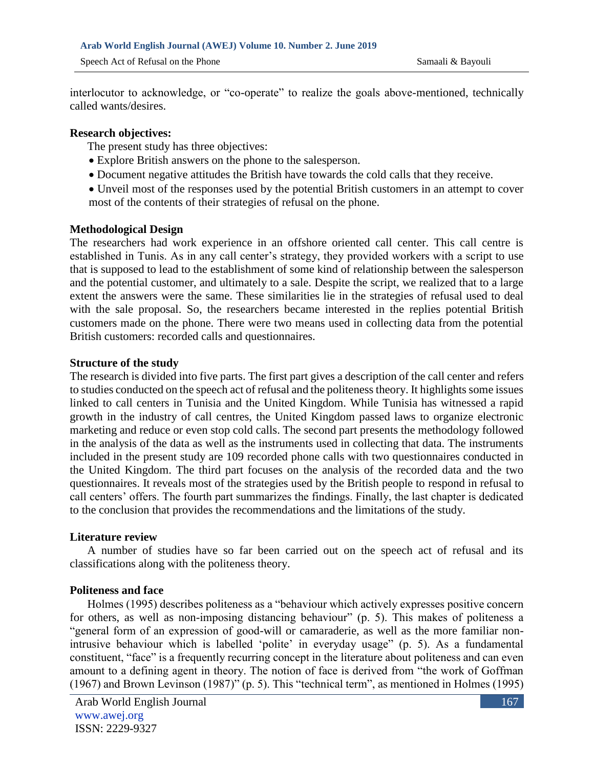interlocutor to acknowledge, or "co-operate" to realize the goals above-mentioned, technically called wants/desires.

**Research objectives:**

The present study has three objectives:

- Explore British answers on the phone to the salesperson.
- Document negative attitudes the British have towards the cold calls that they receive.
- Unveil most of the responses used by the potential British customers in an attempt to cover most of the contents of their strategies of refusal on the phone.

**Methodological Design**

The researchers had work experience in an offshore oriented call center. This call centre is established in Tunis. As in any call center's strategy, they provided workers with a script to use that is supposed to lead to the establishment of some kind of relationship between the salesperson and the potential customer, and ultimately to a sale. Despite the script, we realized that to a large extent the answers were the same. These similarities lie in the strategies of refusal used to deal with the sale proposal. So, the researchers became interested in the replies potential British customers made on the phone. There were two means used in collecting data from the potential British customers: recorded calls and questionnaires.

**Structure of the study**

The research is divided into five parts. The first part gives a description of the call center and refers to studies conducted on the speech act of refusal and the politeness theory. It highlights some issues linked to call centers in Tunisia and the United Kingdom. While Tunisia has witnessed a rapid growth in the industry of call centres, the United Kingdom passed laws to organize electronic marketing and reduce or even stop cold calls. The second part presents the methodology followed in the analysis of the data as well as the instruments used in collecting that data. The instruments included in the present study are 109 recorded phone calls with two questionnaires conducted in the United Kingdom. The third part focuses on the analysis of the recorded data and the two questionnaires. It reveals most of the strategies used by the British people to respond in refusal to call centers' offers. The fourth part summarizes the findings. Finally, the last chapter is dedicated to the conclusion that provides the recommendations and the limitations of the study.

**Literature review**

A number of studies have so far been carried out on the speech act of refusal and its classifications along with the politeness theory.

**Politeness and face**

Holmes (1995) describes politeness as a "behaviour which actively expresses positive concern for others, as well as non-imposing distancing behaviour" (p. 5). This makes of politeness a "general form of an expression of good-will or camaraderie, as well as the more familiar non-intrusive behaviour which is labelled 'polite' in everyday usage" (p. 5). As a fundamental constituent, "face" is a frequently recurring concept in the literature about politeness and can even amount to a defining agent in theory. The notion of face is derived from "the work of Goffman (1967) and Brown Levinson (1987)" (p. 5). This "technical term", as mentioned in Holmes (1995)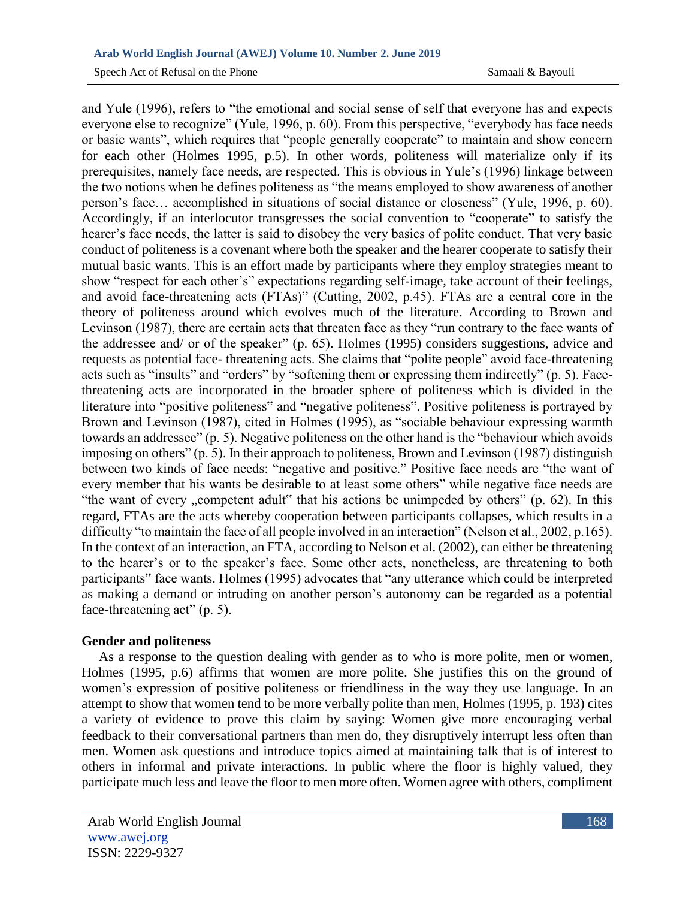and Yule (1996), refers to "the emotional and social sense of self that everyone has and expects everyone else to recognize" (Yule, 1996, p. 60). From this perspective, "everybody has face needs or basic wants", which requires that "people generally cooperate" to maintain and show concern for each other (Holmes 1995, p.5). In other words, politeness will materialize only if its prerequisites, namely face needs, are respected. This is obvious in Yule's (1996) linkage between the two notions when he defines politeness as "the means employed to show awareness of another person's face… accomplished in situations of social distance or closeness" (Yule, 1996, p. 60). Accordingly, if an interlocutor transgresses the social convention to "cooperate" to satisfy the hearer's face needs, the latter is said to disobey the very basics of polite conduct. That very basic conduct of politeness is a covenant where both the speaker and the hearer cooperate to satisfy their mutual basic wants. This is an effort made by participants where they employ strategies meant to show "respect for each other's" expectations regarding self-image, take account of their feelings, and avoid face-threatening acts (FTAs)" (Cutting, 2002, p.45). FTAs are a central core in the theory of politeness around which evolves much of the literature. According to Brown and Levinson (1987), there are certain acts that threaten face as they "run contrary to the face wants of the addressee and/ or of the speaker" (p. 65). Holmes (1995) considers suggestions, advice and requests as potential face- threatening acts. She claims that "polite people" avoid face-threatening acts such as "insults" and "orders" by "softening them or expressing them indirectly" (p. 5). Face-threatening acts are incorporated in the broader sphere of politeness which is divided in the literature into "positive politeness" and "negative politeness". Positive politeness is portrayed by Brown and Levinson (1987), cited in Holmes (1995), as "sociable behaviour expressing warmth towards an addressee" (p. 5). Negative politeness on the other hand is the "behaviour which avoids imposing on others" (p. 5). In their approach to politeness, Brown and Levinson (1987) distinguish between two kinds of face needs: "negative and positive." Positive face needs are "the want of every member that his wants be desirable to at least some others" while negative face needs are "the want of every „competent adult" that his actions be unimpeded by others" (p. 62). In this regard, FTAs are the acts whereby cooperation between participants collapses, which results in a difficulty "to maintain the face of all people involved in an interaction" (Nelson et al., 2002, p.165). In the context of an interaction, an FTA, according to Nelson et al. (2002), can either be threatening to the hearer's or to the speaker's face. Some other acts, nonetheless, are threatening to both participants" face wants. Holmes (1995) advocates that "any utterance which could be interpreted as making a demand or intruding on another person's autonomy can be regarded as a potential face-threatening act" (p. 5).

## Gender and politeness

As a response to the question dealing with gender as to who is more polite, men or women, Holmes (1995, p.6) affirms that women are more polite. She justifies this on the ground of women's expression of positive politeness or friendliness in the way they use language. In an attempt to show that women tend to be more verbally polite than men, Holmes (1995, p. 193) cites a variety of evidence to prove this claim by saying: Women give more encouraging verbal feedback to their conversational partners than men do, they disruptively interrupt less often than men. Women ask questions and introduce topics aimed at maintaining talk that is of interest to others in informal and private interactions. In public where the floor is highly valued, they participate much less and leave the floor to men more often. Women agree with others, compliment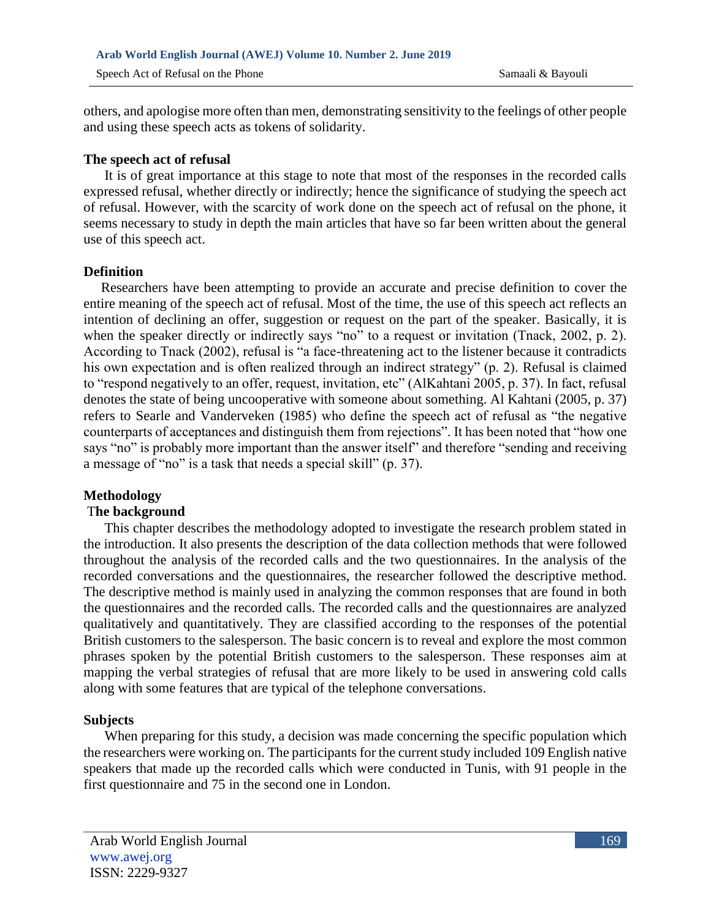others, and apologise more often than men, demonstrating sensitivity to the feelings of other people and using these speech acts as tokens of solidarity.

### The speech act of refusal

It is of great importance at this stage to note that most of the responses in the recorded calls expressed refusal, whether directly or indirectly; hence the significance of studying the speech act of refusal. However, with the scarcity of work done on the speech act of refusal on the phone, it seems necessary to study in depth the main articles that have so far been written about the general use of this speech act.

### Definition

Researchers have been attempting to provide an accurate and precise definition to cover the entire meaning of the speech act of refusal. Most of the time, the use of this speech act reflects an intention of declining an offer, suggestion or request on the part of the speaker. Basically, it is when the speaker directly or indirectly says "no" to a request or invitation (Tnack, 2002, p. 2). According to Tnack (2002), refusal is "a face-threatening act to the listener because it contradicts his own expectation and is often realized through an indirect strategy" (p. 2). Refusal is claimed to "respond negatively to an offer, request, invitation, etc" (AlKahtani 2005, p. 37). In fact, refusal denotes the state of being uncooperative with someone about something. Al Kahtani (2005, p. 37) refers to Searle and Vanderveken (1985) who define the speech act of refusal as "the negative counterparts of acceptances and distinguish them from rejections". It has been noted that "how one says "no" is probably more important than the answer itself" and therefore "sending and receiving a message of "no" is a task that needs a special skill" (p. 37).

## Methodology

### The background

This chapter describes the methodology adopted to investigate the research problem stated in the introduction. It also presents the description of the data collection methods that were followed throughout the analysis of the recorded calls and the two questionnaires. In the analysis of the recorded conversations and the questionnaires, the researcher followed the descriptive method. The descriptive method is mainly used in analyzing the common responses that are found in both the questionnaires and the recorded calls. The recorded calls and the questionnaires are analyzed qualitatively and quantitatively. They are classified according to the responses of the potential British customers to the salesperson. The basic concern is to reveal and explore the most common phrases spoken by the potential British customers to the salesperson. These responses aim at mapping the verbal strategies of refusal that are more likely to be used in answering cold calls along with some features that are typical of the telephone conversations.

### Subjects

When preparing for this study, a decision was made concerning the specific population which the researchers were working on. The participants for the current study included 109 English native speakers that made up the recorded calls which were conducted in Tunis, with 91 people in the first questionnaire and 75 in the second one in London.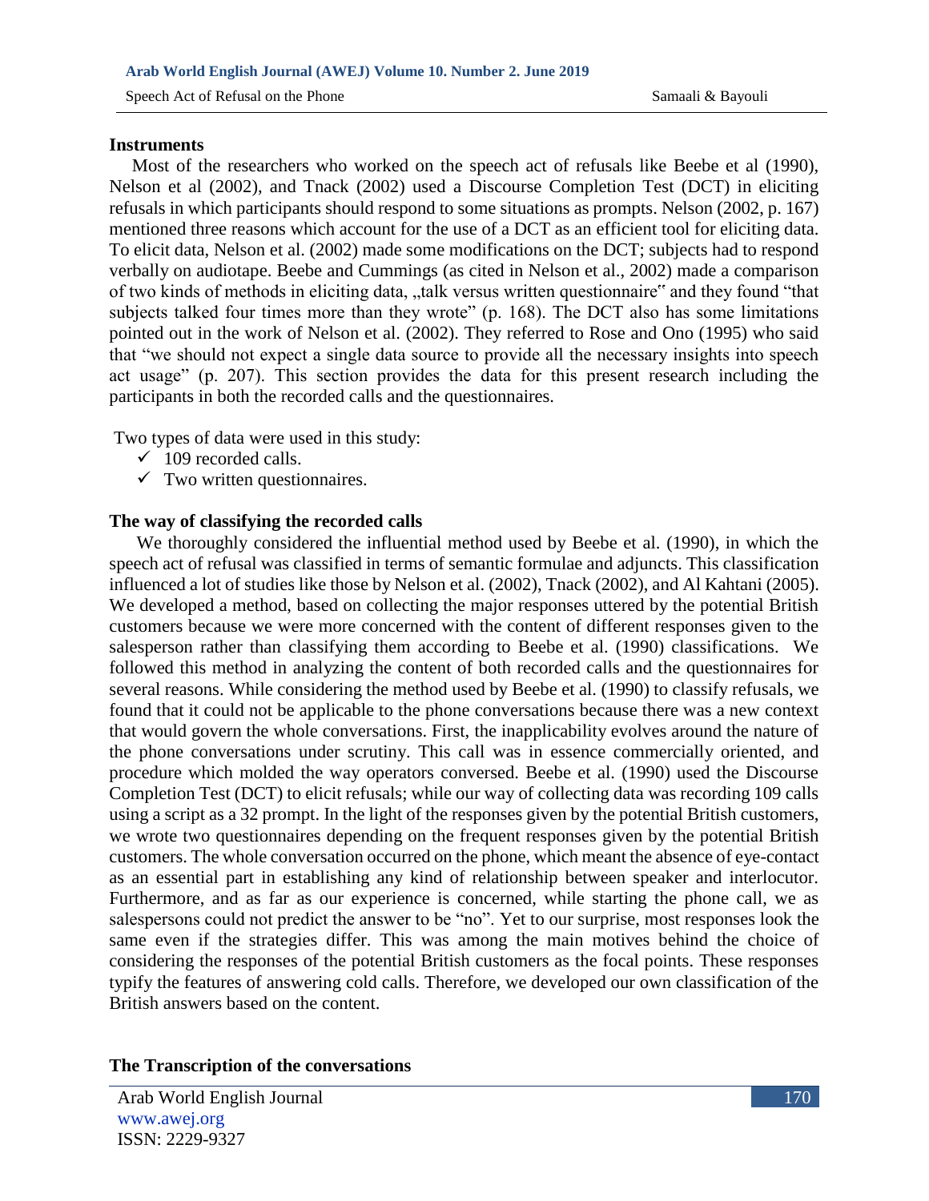### Instruments

Most of the researchers who worked on the speech act of refusals like Beebe et al (1990), Nelson et al (2002), and Tnack (2002) used a Discourse Completion Test (DCT) in eliciting refusals in which participants should respond to some situations as prompts. Nelson (2002, p. 167) mentioned three reasons which account for the use of a DCT as an efficient tool for eliciting data. To elicit data, Nelson et al. (2002) made some modifications on the DCT; subjects had to respond verbally on audiotape. Beebe and Cummings (as cited in Nelson et al., 2002) made a comparison of two kinds of methods in eliciting data, „talk versus written questionnaire" and they found "that subjects talked four times more than they wrote" (p. 168). The DCT also has some limitations pointed out in the work of Nelson et al. (2002). They referred to Rose and Ono (1995) who said that "we should not expect a single data source to provide all the necessary insights into speech act usage" (p. 207). This section provides the data for this present research including the participants in both the recorded calls and the questionnaires.

Two types of data were used in this study:

- ✓ 109 recorded calls.
- ✓ Two written questionnaires.

### The way of classifying the recorded calls

We thoroughly considered the influential method used by Beebe et al. (1990), in which the speech act of refusal was classified in terms of semantic formulae and adjuncts. This classification influenced a lot of studies like those by Nelson et al. (2002), Tnack (2002), and Al Kahtani (2005). We developed a method, based on collecting the major responses uttered by the potential British customers because we were more concerned with the content of different responses given to the salesperson rather than classifying them according to Beebe et al. (1990) classifications. We followed this method in analyzing the content of both recorded calls and the questionnaires for several reasons. While considering the method used by Beebe et al. (1990) to classify refusals, we found that it could not be applicable to the phone conversations because there was a new context that would govern the whole conversations. First, the inapplicability evolves around the nature of the phone conversations under scrutiny. This call was in essence commercially oriented, and procedure which molded the way operators conversed. Beebe et al. (1990) used the Discourse Completion Test (DCT) to elicit refusals; while our way of collecting data was recording 109 calls using a script as a 32 prompt. In the light of the responses given by the potential British customers, we wrote two questionnaires depending on the frequent responses given by the potential British customers. The whole conversation occurred on the phone, which meant the absence of eye-contact as an essential part in establishing any kind of relationship between speaker and interlocutor. Furthermore, and as far as our experience is concerned, while starting the phone call, we as salespersons could not predict the answer to be "no". Yet to our surprise, most responses look the same even if the strategies differ. This was among the main motives behind the choice of considering the responses of the potential British customers as the focal points. These responses typify the features of answering cold calls. Therefore, we developed our own classification of the British answers based on the content.

### The Transcription of the conversations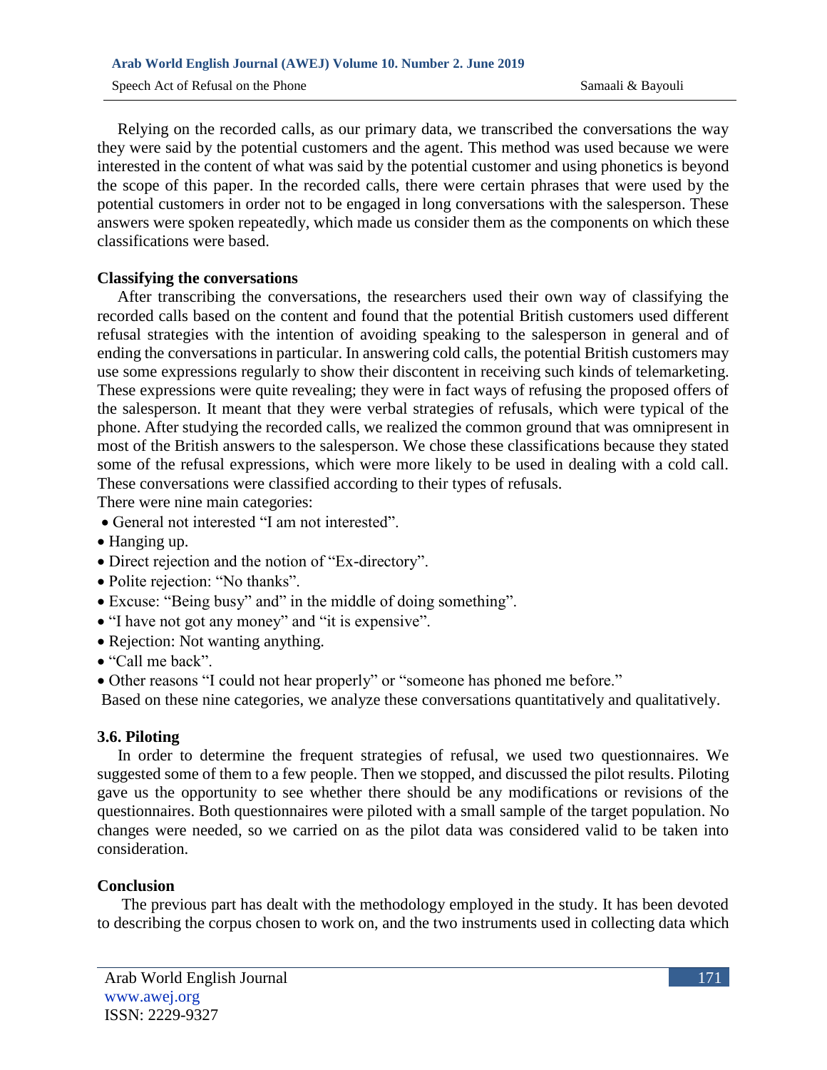Relying on the recorded calls, as our primary data, we transcribed the conversations the way they were said by the potential customers and the agent. This method was used because we were interested in the content of what was said by the potential customer and using phonetics is beyond the scope of this paper. In the recorded calls, there were certain phrases that were used by the potential customers in order not to be engaged in long conversations with the salesperson. These answers were spoken repeatedly, which made us consider them as the components on which these classifications were based.

### Classifying the conversations

After transcribing the conversations, the researchers used their own way of classifying the recorded calls based on the content and found that the potential British customers used different refusal strategies with the intention of avoiding speaking to the salesperson in general and of ending the conversations in particular. In answering cold calls, the potential British customers may use some expressions regularly to show their discontent in receiving such kinds of telemarketing. These expressions were quite revealing; they were in fact ways of refusing the proposed offers of the salesperson. It meant that they were verbal strategies of refusals, which were typical of the phone. After studying the recorded calls, we realized the common ground that was omnipresent in most of the British answers to the salesperson. We chose these classifications because they stated some of the refusal expressions, which were more likely to be used in dealing with a cold call. These conversations were classified according to their types of refusals.

There were nine main categories:

- General not interested "I am not interested".
- Hanging up.
- Direct rejection and the notion of "Ex-directory".
- Polite rejection: "No thanks".
- Excuse: "Being busy" and" in the middle of doing something".
- "I have not got any money" and "it is expensive".
- Rejection: Not wanting anything.
- "Call me back".
- Other reasons "I could not hear properly" or "someone has phoned me before."

Based on these nine categories, we analyze these conversations quantitatively and qualitatively.

### 3.6. Piloting

In order to determine the frequent strategies of refusal, we used two questionnaires. We suggested some of them to a few people. Then we stopped, and discussed the pilot results. Piloting gave us the opportunity to see whether there should be any modifications or revisions of the questionnaires. Both questionnaires were piloted with a small sample of the target population. No changes were needed, so we carried on as the pilot data was considered valid to be taken into consideration.

### Conclusion

The previous part has dealt with the methodology employed in the study. It has been devoted to describing the corpus chosen to work on, and the two instruments used in collecting data which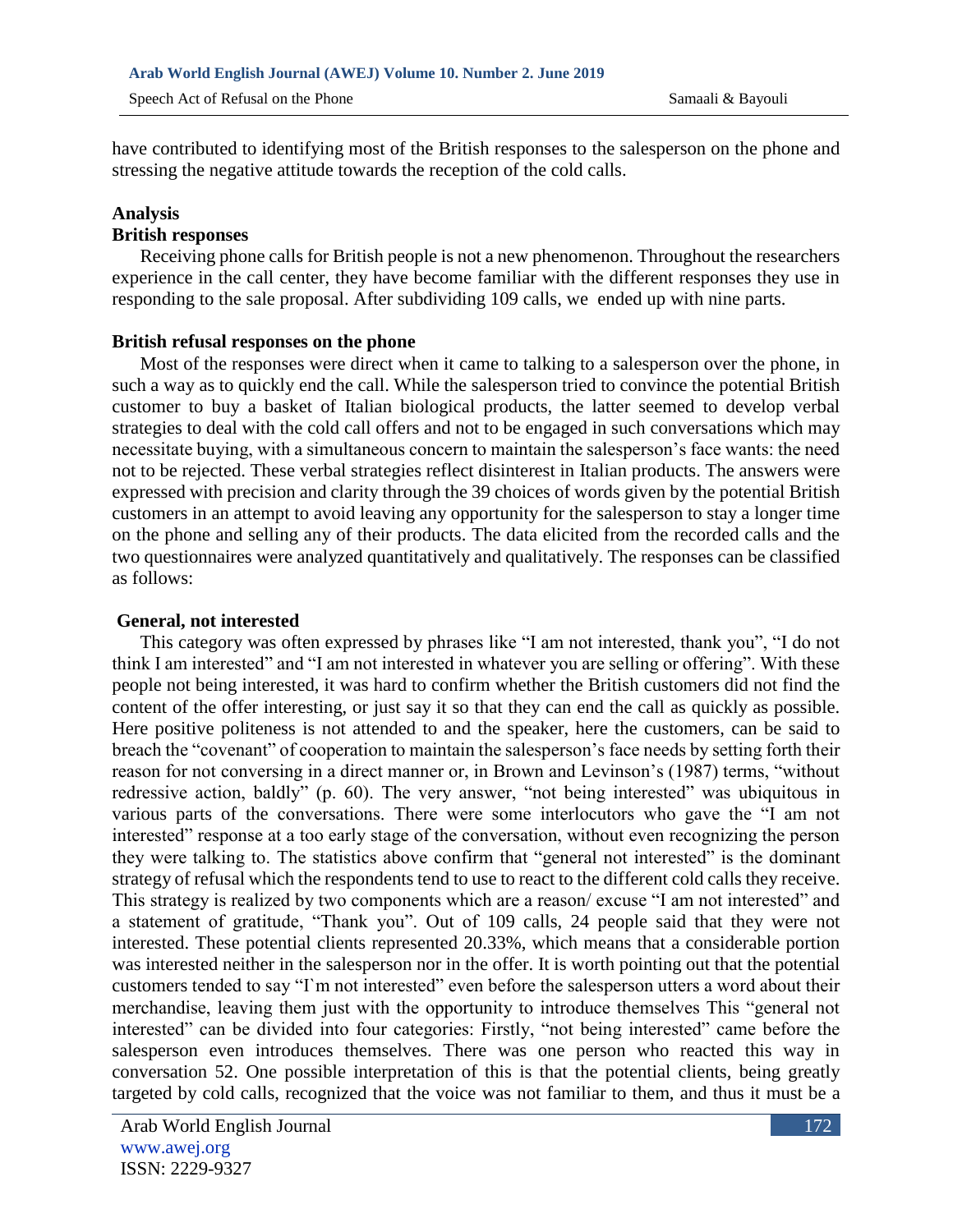have contributed to identifying most of the British responses to the salesperson on the phone and stressing the negative attitude towards the reception of the cold calls.

## Analysis

### British responses

Receiving phone calls for British people is not a new phenomenon. Throughout the researchers experience in the call center, they have become familiar with the different responses they use in responding to the sale proposal. After subdividing 109 calls, we ended up with nine parts.

### British refusal responses on the phone

Most of the responses were direct when it came to talking to a salesperson over the phone, in such a way as to quickly end the call. While the salesperson tried to convince the potential British customer to buy a basket of Italian biological products, the latter seemed to develop verbal strategies to deal with the cold call offers and not to be engaged in such conversations which may necessitate buying, with a simultaneous concern to maintain the salesperson's face wants: the need not to be rejected. These verbal strategies reflect disinterest in Italian products. The answers were expressed with precision and clarity through the 39 choices of words given by the potential British customers in an attempt to avoid leaving any opportunity for the salesperson to stay a longer time on the phone and selling any of their products. The data elicited from the recorded calls and the two questionnaires were analyzed quantitatively and qualitatively. The responses can be classified as follows:

### General, not interested

This category was often expressed by phrases like "I am not interested, thank you", "I do not think I am interested" and "I am not interested in whatever you are selling or offering". With these people not being interested, it was hard to confirm whether the British customers did not find the content of the offer interesting, or just say it so that they can end the call as quickly as possible. Here positive politeness is not attended to and the speaker, here the customers, can be said to breach the "covenant" of cooperation to maintain the salesperson's face needs by setting forth their reason for not conversing in a direct manner or, in Brown and Levinson's (1987) terms, "without redressive action, baldly" (p. 60). The very answer, "not being interested" was ubiquitous in various parts of the conversations. There were some interlocutors who gave the "I am not interested" response at a too early stage of the conversation, without even recognizing the person they were talking to. The statistics above confirm that "general not interested" is the dominant strategy of refusal which the respondents tend to use to react to the different cold calls they receive. This strategy is realized by two components which are a reason/ excuse "I am not interested" and a statement of gratitude, "Thank you". Out of 109 calls, 24 people said that they were not interested. These potential clients represented 20.33%, which means that a considerable portion was interested neither in the salesperson nor in the offer. It is worth pointing out that the potential customers tended to say "I`m not interested" even before the salesperson utters a word about their merchandise, leaving them just with the opportunity to introduce themselves This "general not interested" can be divided into four categories: Firstly, "not being interested" came before the salesperson even introduces themselves. There was one person who reacted this way in conversation 52. One possible interpretation of this is that the potential clients, being greatly targeted by cold calls, recognized that the voice was not familiar to them, and thus it must be a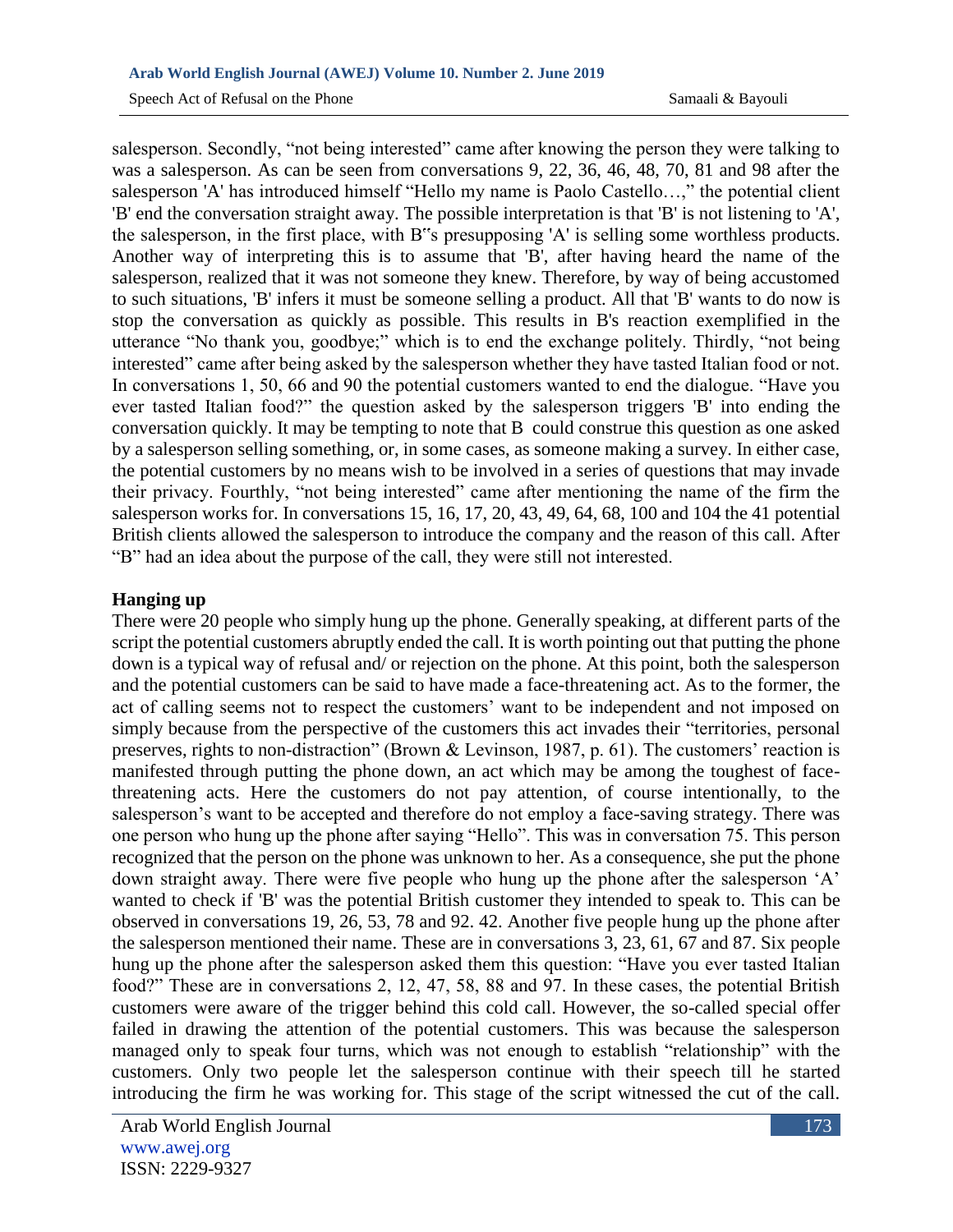salesperson. Secondly, “not being interested” came after knowing the person they were talking to was a salesperson. As can be seen from conversations 9, 22, 36, 46, 48, 70, 81 and 98 after the salesperson 'A' has introduced himself “Hello my name is Paolo Castello…,” the potential client 'B' end the conversation straight away. The possible interpretation is that 'B' is not listening to 'A', the salesperson, in the first place, with B‟s presupposing 'A' is selling some worthless products. Another way of interpreting this is to assume that 'B', after having heard the name of the salesperson, realized that it was not someone they knew. Therefore, by way of being accustomed to such situations, 'B' infers it must be someone selling a product. All that 'B' wants to do now is stop the conversation as quickly as possible. This results in B's reaction exemplified in the utterance “No thank you, goodbye;” which is to end the exchange politely. Thirdly, “not being interested” came after being asked by the salesperson whether they have tasted Italian food or not. In conversations 1, 50, 66 and 90 the potential customers wanted to end the dialogue. “Have you ever tasted Italian food?” the question asked by the salesperson triggers 'B' into ending the conversation quickly. It may be tempting to note that B could construe this question as one asked by a salesperson selling something, or, in some cases, as someone making a survey. In either case, the potential customers by no means wish to be involved in a series of questions that may invade their privacy. Fourthly, “not being interested” came after mentioning the name of the firm the salesperson works for. In conversations 15, 16, 17, 20, 43, 49, 64, 68, 100 and 104 the 41 potential British clients allowed the salesperson to introduce the company and the reason of this call. After “B” had an idea about the purpose of the call, they were still not interested.

**Hanging up**

There were 20 people who simply hung up the phone. Generally speaking, at different parts of the script the potential customers abruptly ended the call. It is worth pointing out that putting the phone down is a typical way of refusal and/ or rejection on the phone. At this point, both the salesperson and the potential customers can be said to have made a face-threatening act. As to the former, the act of calling seems not to respect the customers’ want to be independent and not imposed on simply because from the perspective of the customers this act invades their “territories, personal preserves, rights to non-distraction” (Brown & Levinson, 1987, p. 61). The customers’ reaction is manifested through putting the phone down, an act which may be among the toughest of face-threatening acts. Here the customers do not pay attention, of course intentionally, to the salesperson’s want to be accepted and therefore do not employ a face-saving strategy. There was one person who hung up the phone after saying “Hello”. This was in conversation 75. This person recognized that the person on the phone was unknown to her. As a consequence, she put the phone down straight away. There were five people who hung up the phone after the salesperson ‘A’ wanted to check if 'B' was the potential British customer they intended to speak to. This can be observed in conversations 19, 26, 53, 78 and 92. 42. Another five people hung up the phone after the salesperson mentioned their name. These are in conversations 3, 23, 61, 67 and 87. Six people hung up the phone after the salesperson asked them this question: “Have you ever tasted Italian food?” These are in conversations 2, 12, 47, 58, 88 and 97. In these cases, the potential British customers were aware of the trigger behind this cold call. However, the so-called special offer failed in drawing the attention of the potential customers. This was because the salesperson managed only to speak four turns, which was not enough to establish “relationship” with the customers. Only two people let the salesperson continue with their speech till he started introducing the firm he was working for. This stage of the script witnessed the cut of the call.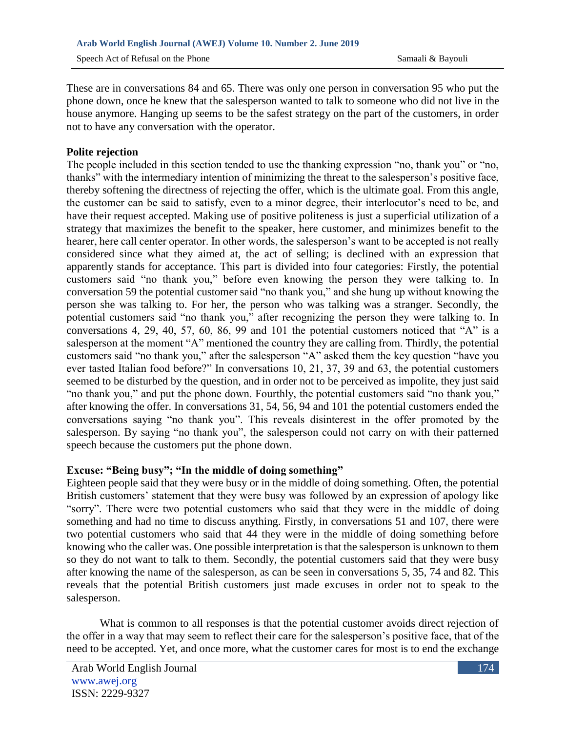These are in conversations 84 and 65. There was only one person in conversation 95 who put the phone down, once he knew that the salesperson wanted to talk to someone who did not live in the house anymore. Hanging up seems to be the safest strategy on the part of the customers, in order not to have any conversation with the operator.

**Polite rejection**

The people included in this section tended to use the thanking expression "no, thank you" or "no, thanks" with the intermediary intention of minimizing the threat to the salesperson's positive face, thereby softening the directness of rejecting the offer, which is the ultimate goal. From this angle, the customer can be said to satisfy, even to a minor degree, their interlocutor's need to be, and have their request accepted. Making use of positive politeness is just a superficial utilization of a strategy that maximizes the benefit to the speaker, here customer, and minimizes benefit to the hearer, here call center operator. In other words, the salesperson's want to be accepted is not really considered since what they aimed at, the act of selling; is declined with an expression that apparently stands for acceptance. This part is divided into four categories: Firstly, the potential customers said "no thank you," before even knowing the person they were talking to. In conversation 59 the potential customer said "no thank you," and she hung up without knowing the person she was talking to. For her, the person who was talking was a stranger. Secondly, the potential customers said "no thank you," after recognizing the person they were talking to. In conversations 4, 29, 40, 57, 60, 86, 99 and 101 the potential customers noticed that "A" is a salesperson at the moment "A" mentioned the country they are calling from. Thirdly, the potential customers said "no thank you," after the salesperson "A" asked them the key question "have you ever tasted Italian food before?" In conversations 10, 21, 37, 39 and 63, the potential customers seemed to be disturbed by the question, and in order not to be perceived as impolite, they just said "no thank you," and put the phone down. Fourthly, the potential customers said "no thank you," after knowing the offer. In conversations 31, 54, 56, 94 and 101 the potential customers ended the conversations saying "no thank you". This reveals disinterest in the offer promoted by the salesperson. By saying "no thank you", the salesperson could not carry on with their patterned speech because the customers put the phone down.

**Excuse: "Being busy"; "In the middle of doing something"**

Eighteen people said that they were busy or in the middle of doing something. Often, the potential British customers' statement that they were busy was followed by an expression of apology like "sorry". There were two potential customers who said that they were in the middle of doing something and had no time to discuss anything. Firstly, in conversations 51 and 107, there were two potential customers who said that 44 they were in the middle of doing something before knowing who the caller was. One possible interpretation is that the salesperson is unknown to them so they do not want to talk to them. Secondly, the potential customers said that they were busy after knowing the name of the salesperson, as can be seen in conversations 5, 35, 74 and 82. This reveals that the potential British customers just made excuses in order not to speak to the salesperson.

What is common to all responses is that the potential customer avoids direct rejection of the offer in a way that may seem to reflect their care for the salesperson's positive face, that of the need to be accepted. Yet, and once more, what the customer cares for most is to end the exchange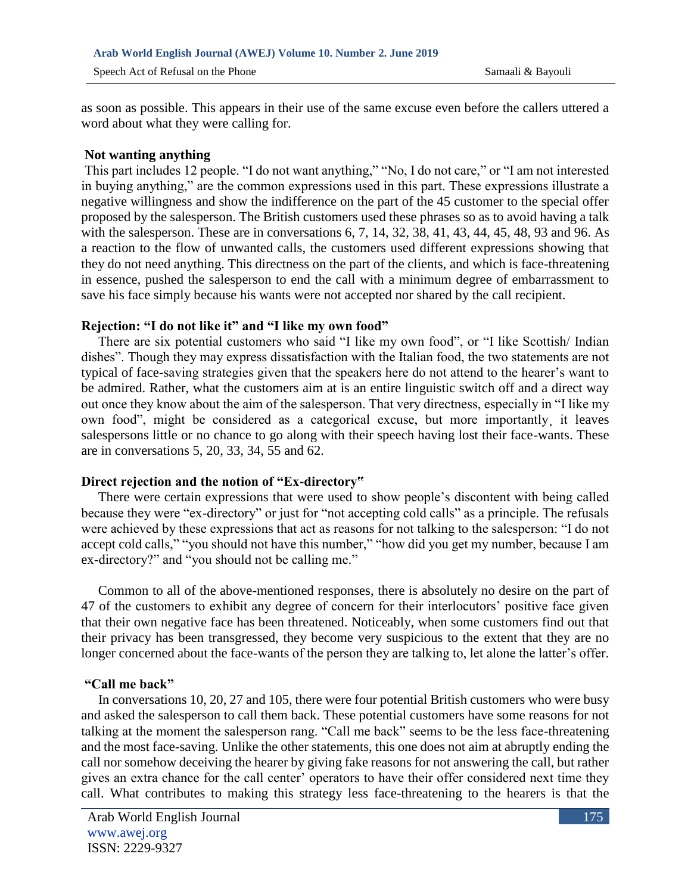as soon as possible. This appears in their use of the same excuse even before the callers uttered a word about what they were calling for.

### Not wanting anything

This part includes 12 people. "I do not want anything," "No, I do not care," or "I am not interested in buying anything," are the common expressions used in this part. These expressions illustrate a negative willingness and show the indifference on the part of the 45 customer to the special offer proposed by the salesperson. The British customers used these phrases so as to avoid having a talk with the salesperson. These are in conversations 6, 7, 14, 32, 38, 41, 43, 44, 45, 48, 93 and 96. As a reaction to the flow of unwanted calls, the customers used different expressions showing that they do not need anything. This directness on the part of the clients, and which is face-threatening in essence, pushed the salesperson to end the call with a minimum degree of embarrassment to save his face simply because his wants were not accepted nor shared by the call recipient.

### Rejection: "I do not like it" and "I like my own food"

There are six potential customers who said "I like my own food", or "I like Scottish/ Indian dishes". Though they may express dissatisfaction with the Italian food, the two statements are not typical of face-saving strategies given that the speakers here do not attend to the hearer's want to be admired. Rather, what the customers aim at is an entire linguistic switch off and a direct way out once they know about the aim of the salesperson. That very directness, especially in "I like my own food", might be considered as a categorical excuse, but more importantly¸ it leaves salespersons little or no chance to go along with their speech having lost their face-wants. These are in conversations 5, 20, 33, 34, 55 and 62.

### Direct rejection and the notion of "Ex-directory"

There were certain expressions that were used to show people's discontent with being called because they were "ex-directory" or just for "not accepting cold calls" as a principle. The refusals were achieved by these expressions that act as reasons for not talking to the salesperson: "I do not accept cold calls," "you should not have this number," "how did you get my number, because I am ex-directory?" and "you should not be calling me."

Common to all of the above-mentioned responses, there is absolutely no desire on the part of 47 of the customers to exhibit any degree of concern for their interlocutors' positive face given that their own negative face has been threatened. Noticeably, when some customers find out that their privacy has been transgressed, they become very suspicious to the extent that they are no longer concerned about the face-wants of the person they are talking to, let alone the latter's offer.

### "Call me back"

In conversations 10, 20, 27 and 105, there were four potential British customers who were busy and asked the salesperson to call them back. These potential customers have some reasons for not talking at the moment the salesperson rang. "Call me back" seems to be the less face-threatening and the most face-saving. Unlike the other statements, this one does not aim at abruptly ending the call nor somehow deceiving the hearer by giving fake reasons for not answering the call, but rather gives an extra chance for the call center' operators to have their offer considered next time they call. What contributes to making this strategy less face-threatening to the hearers is that the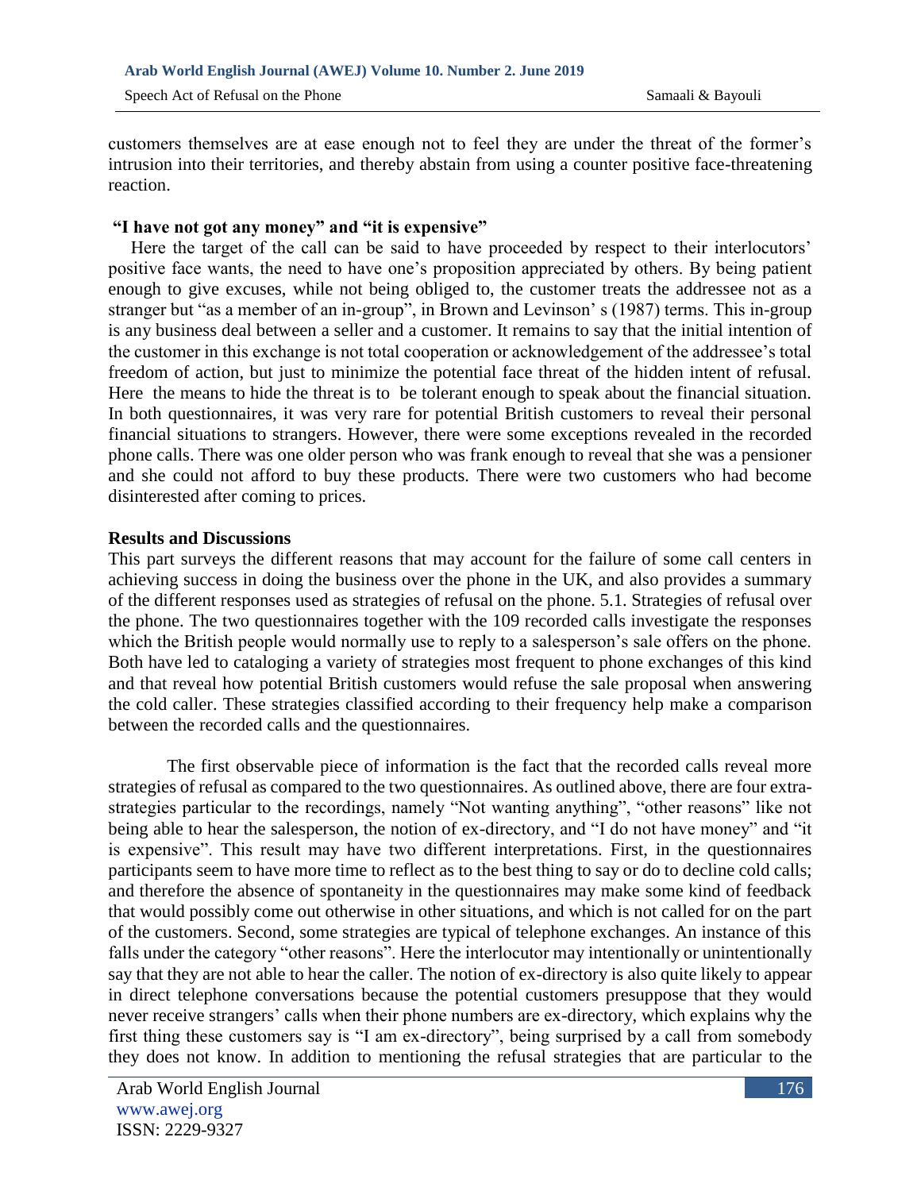customers themselves are at ease enough not to feel they are under the threat of the former's intrusion into their territories, and thereby abstain from using a counter positive face-threatening reaction.

**"I have not got any money" and "it is expensive"**

Here the target of the call can be said to have proceeded by respect to their interlocutors' positive face wants, the need to have one's proposition appreciated by others. By being patient enough to give excuses, while not being obliged to, the customer treats the addressee not as a stranger but "as a member of an in-group", in Brown and Levinson' s (1987) terms. This in-group is any business deal between a seller and a customer. It remains to say that the initial intention of the customer in this exchange is not total cooperation or acknowledgement of the addressee's total freedom of action, but just to minimize the potential face threat of the hidden intent of refusal. Here the means to hide the threat is to be tolerant enough to speak about the financial situation. In both questionnaires, it was very rare for potential British customers to reveal their personal financial situations to strangers. However, there were some exceptions revealed in the recorded phone calls. There was one older person who was frank enough to reveal that she was a pensioner and she could not afford to buy these products. There were two customers who had become disinterested after coming to prices.

## Results and Discussions

This part surveys the different reasons that may account for the failure of some call centers in achieving success in doing the business over the phone in the UK, and also provides a summary of the different responses used as strategies of refusal on the phone. 5.1. Strategies of refusal over the phone. The two questionnaires together with the 109 recorded calls investigate the responses which the British people would normally use to reply to a salesperson's sale offers on the phone. Both have led to cataloging a variety of strategies most frequent to phone exchanges of this kind and that reveal how potential British customers would refuse the sale proposal when answering the cold caller. These strategies classified according to their frequency help make a comparison between the recorded calls and the questionnaires.

The first observable piece of information is the fact that the recorded calls reveal more strategies of refusal as compared to the two questionnaires. As outlined above, there are four extra-strategies particular to the recordings, namely "Not wanting anything", "other reasons" like not being able to hear the salesperson, the notion of ex-directory, and "I do not have money" and "it is expensive". This result may have two different interpretations. First, in the questionnaires participants seem to have more time to reflect as to the best thing to say or do to decline cold calls; and therefore the absence of spontaneity in the questionnaires may make some kind of feedback that would possibly come out otherwise in other situations, and which is not called for on the part of the customers. Second, some strategies are typical of telephone exchanges. An instance of this falls under the category "other reasons". Here the interlocutor may intentionally or unintentionally say that they are not able to hear the caller. The notion of ex-directory is also quite likely to appear in direct telephone conversations because the potential customers presuppose that they would never receive strangers' calls when their phone numbers are ex-directory, which explains why the first thing these customers say is "I am ex-directory", being surprised by a call from somebody they does not know. In addition to mentioning the refusal strategies that are particular to the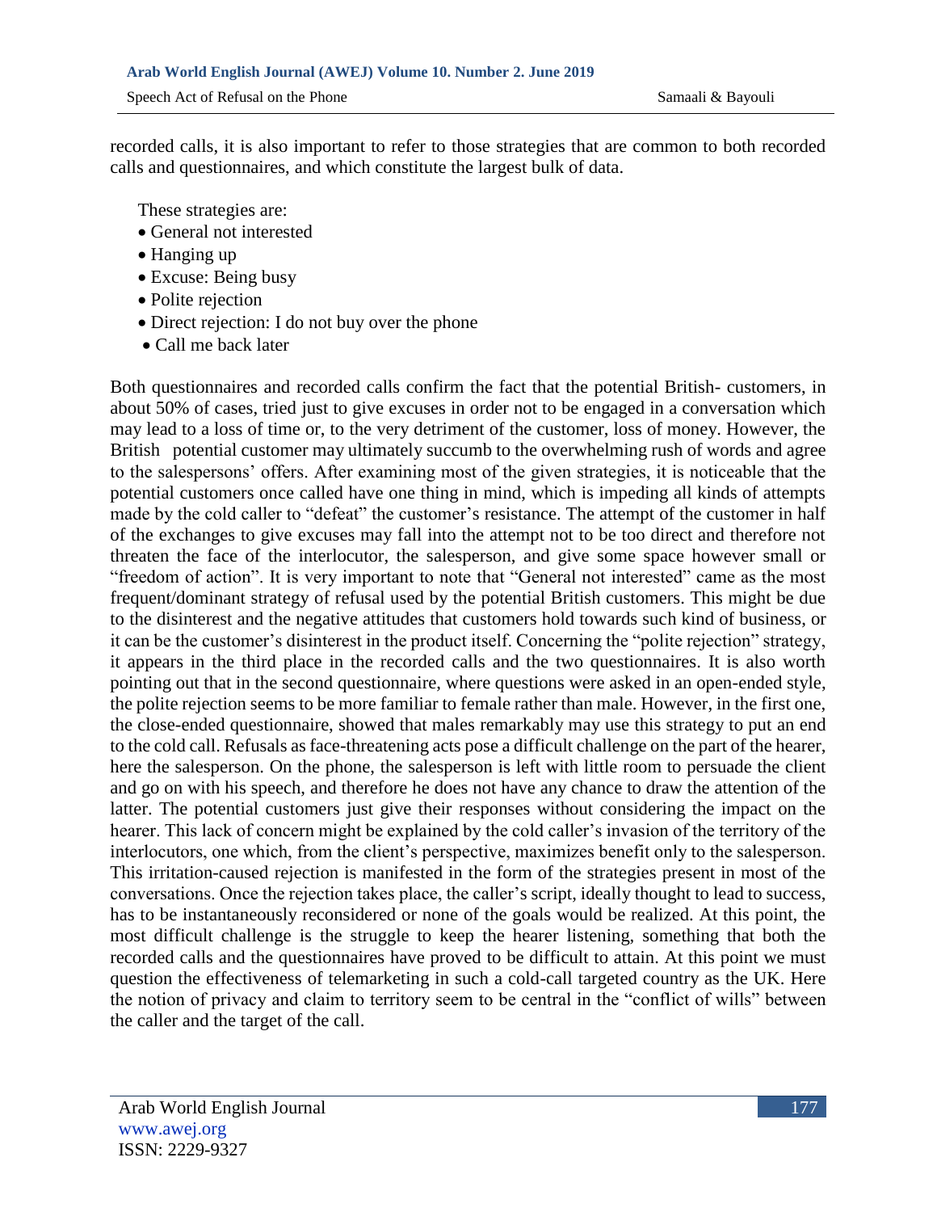recorded calls, it is also important to refer to those strategies that are common to both recorded calls and questionnaires, and which constitute the largest bulk of data.

These strategies are:

- General not interested
- Hanging up
- Excuse: Being busy
- Polite rejection
- Direct rejection: I do not buy over the phone
- Call me back later

Both questionnaires and recorded calls confirm the fact that the potential British- customers, in about 50% of cases, tried just to give excuses in order not to be engaged in a conversation which may lead to a loss of time or, to the very detriment of the customer, loss of money. However, the British potential customer may ultimately succumb to the overwhelming rush of words and agree to the salespersons' offers. After examining most of the given strategies, it is noticeable that the potential customers once called have one thing in mind, which is impeding all kinds of attempts made by the cold caller to "defeat" the customer's resistance. The attempt of the customer in half of the exchanges to give excuses may fall into the attempt not to be too direct and therefore not threaten the face of the interlocutor, the salesperson, and give some space however small or "freedom of action". It is very important to note that "General not interested" came as the most frequent/dominant strategy of refusal used by the potential British customers. This might be due to the disinterest and the negative attitudes that customers hold towards such kind of business, or it can be the customer's disinterest in the product itself. Concerning the "polite rejection" strategy, it appears in the third place in the recorded calls and the two questionnaires. It is also worth pointing out that in the second questionnaire, where questions were asked in an open-ended style, the polite rejection seems to be more familiar to female rather than male. However, in the first one, the close-ended questionnaire, showed that males remarkably may use this strategy to put an end to the cold call. Refusals as face-threatening acts pose a difficult challenge on the part of the hearer, here the salesperson. On the phone, the salesperson is left with little room to persuade the client and go on with his speech, and therefore he does not have any chance to draw the attention of the latter. The potential customers just give their responses without considering the impact on the hearer. This lack of concern might be explained by the cold caller's invasion of the territory of the interlocutors, one which, from the client's perspective, maximizes benefit only to the salesperson. This irritation-caused rejection is manifested in the form of the strategies present in most of the conversations. Once the rejection takes place, the caller's script, ideally thought to lead to success, has to be instantaneously reconsidered or none of the goals would be realized. At this point, the most difficult challenge is the struggle to keep the hearer listening, something that both the recorded calls and the questionnaires have proved to be difficult to attain. At this point we must question the effectiveness of telemarketing in such a cold-call targeted country as the UK. Here the notion of privacy and claim to territory seem to be central in the "conflict of wills" between the caller and the target of the call.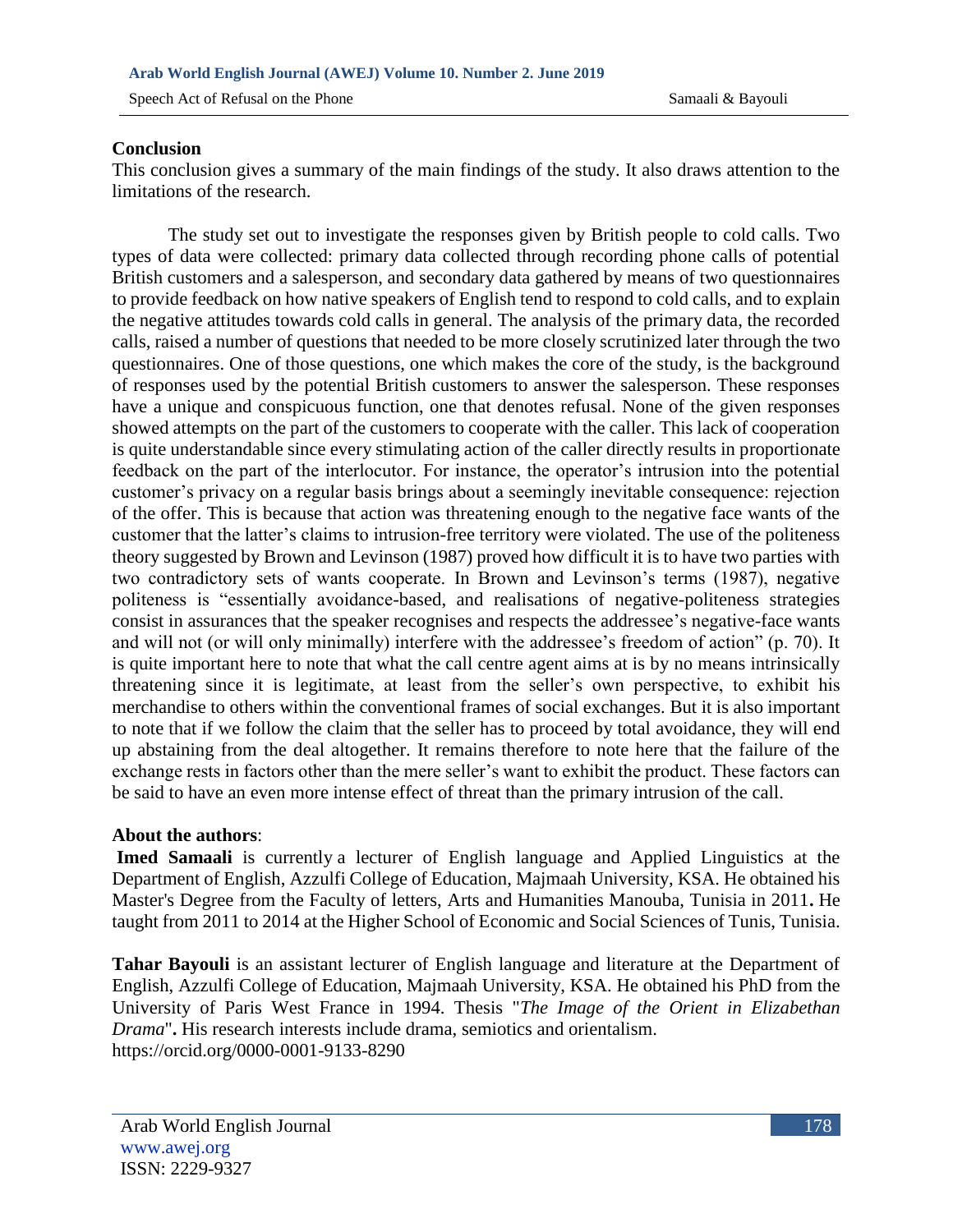## Conclusion

This conclusion gives a summary of the main findings of the study. It also draws attention to the limitations of the research.

The study set out to investigate the responses given by British people to cold calls. Two types of data were collected: primary data collected through recording phone calls of potential British customers and a salesperson, and secondary data gathered by means of two questionnaires to provide feedback on how native speakers of English tend to respond to cold calls, and to explain the negative attitudes towards cold calls in general. The analysis of the primary data, the recorded calls, raised a number of questions that needed to be more closely scrutinized later through the two questionnaires. One of those questions, one which makes the core of the study, is the background of responses used by the potential British customers to answer the salesperson. These responses have a unique and conspicuous function, one that denotes refusal. None of the given responses showed attempts on the part of the customers to cooperate with the caller. This lack of cooperation is quite understandable since every stimulating action of the caller directly results in proportionate feedback on the part of the interlocutor. For instance, the operator's intrusion into the potential customer's privacy on a regular basis brings about a seemingly inevitable consequence: rejection of the offer. This is because that action was threatening enough to the negative face wants of the customer that the latter's claims to intrusion-free territory were violated. The use of the politeness theory suggested by Brown and Levinson (1987) proved how difficult it is to have two parties with two contradictory sets of wants cooperate. In Brown and Levinson's terms (1987), negative politeness is "essentially avoidance-based, and realisations of negative-politeness strategies consist in assurances that the speaker recognises and respects the addressee's negative-face wants and will not (or will only minimally) interfere with the addressee's freedom of action" (p. 70). It is quite important here to note that what the call centre agent aims at is by no means intrinsically threatening since it is legitimate, at least from the seller's own perspective, to exhibit his merchandise to others within the conventional frames of social exchanges. But it is also important to note that if we follow the claim that the seller has to proceed by total avoidance, they will end up abstaining from the deal altogether. It remains therefore to note here that the failure of the exchange rests in factors other than the mere seller's want to exhibit the product. These factors can be said to have an even more intense effect of threat than the primary intrusion of the call.

**About the authors**:

**Imed Samaali** is currently a lecturer of English language and Applied Linguistics at the Department of English, Azzulfi College of Education, Majmaah University, KSA. He obtained his Master's Degree from the Faculty of letters, Arts and Humanities Manouba, Tunisia in 2011**.** He taught from 2011 to 2014 at the Higher School of Economic and Social Sciences of Tunis, Tunisia.

**Tahar Bayouli** is an assistant lecturer of English language and literature at the Department of English, Azzulfi College of Education, Majmaah University, KSA. He obtained his PhD from the University of Paris West France in 1994. Thesis "*The Image of the Orient in Elizabethan Drama*"**.** His research interests include drama, semiotics and orientalism.
https://orcid.org/0000-0001-9133-8290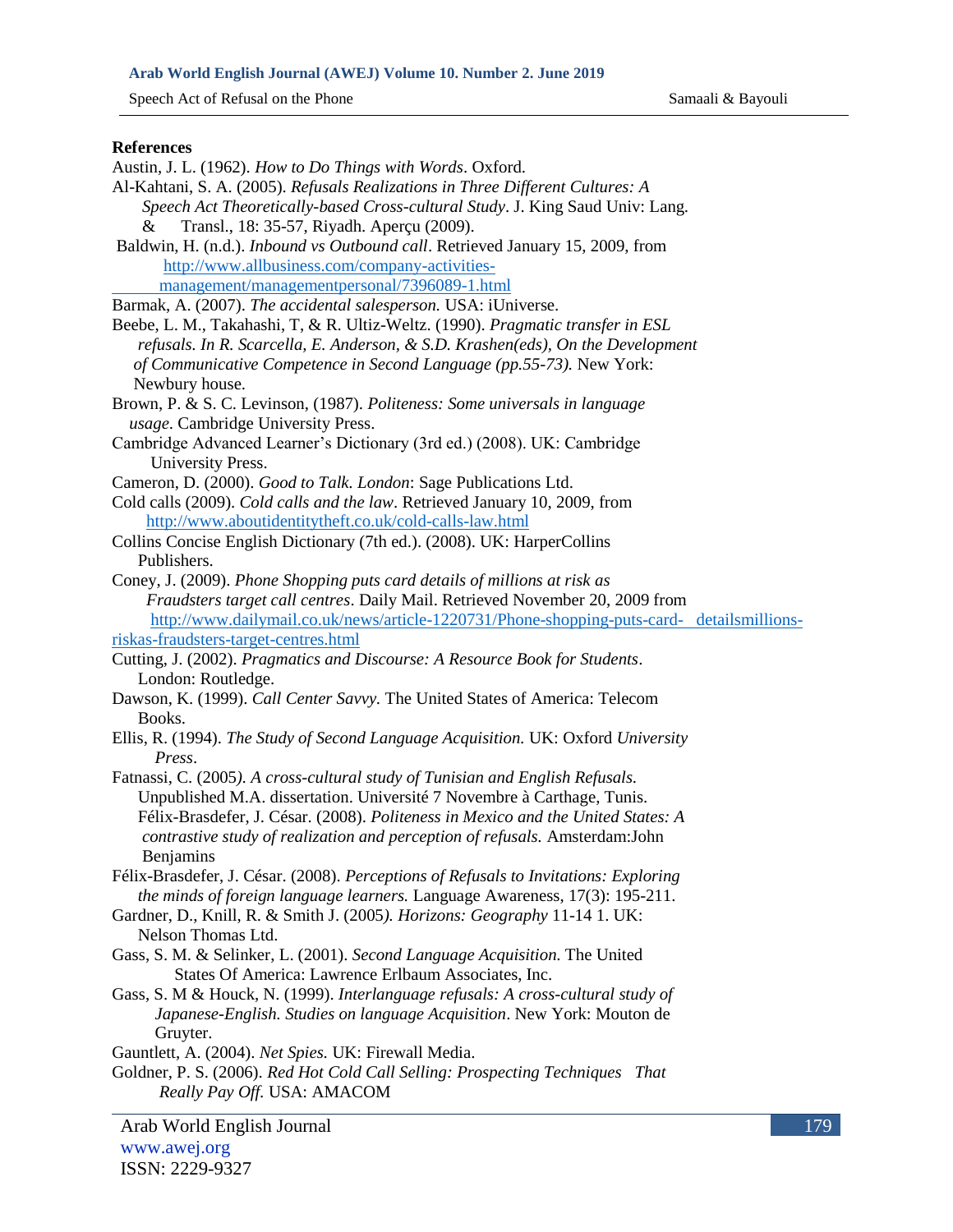**References**

Austin, J. L. (1962). *How to Do Things with Words*. Oxford.

Al-Kahtani, S. A. (2005). *Refusals Realizations in Three Different Cultures: A Speech Act Theoretically-based Cross-cultural Study*. J. King Saud Univ: Lang. & Transl., 18: 35-57, Riyadh. Aperçu (2009).

Baldwin, H. (n.d.). *Inbound vs Outbound call*. Retrieved January 15, 2009, from http://www.allbusiness.com/company-activities-management/managementpersonal/7396089-1.html

Barmak, A. (2007). *The accidental salesperson.* USA: iUniverse.

Beebe, L. M., Takahashi, T, & R. Ultiz-Weltz. (1990). *Pragmatic transfer in ESL refusals. In R. Scarcella, E. Anderson, & S.D. Krashen(eds), On the Development of Communicative Competence in Second Language (pp.55-73).* New York: Newbury house.

Brown, P. & S. C. Levinson, (1987). *Politeness: Some universals in language usage*. Cambridge University Press.

Cambridge Advanced Learner's Dictionary (3rd ed.) (2008). UK: Cambridge University Press.

Cameron, D. (2000). *Good to Talk. London*: Sage Publications Ltd.

Cold calls (2009). *Cold calls and the law*. Retrieved January 10, 2009, from http://www.aboutidentitytheft.co.uk/cold-calls-law.html

Collins Concise English Dictionary (7th ed.). (2008). UK: HarperCollins Publishers.

Coney, J. (2009). *Phone Shopping puts card details of millions at risk as Fraudsters target call centres*. Daily Mail. Retrieved November 20, 2009 from http://www.dailymail.co.uk/news/article-1220731/Phone-shopping-puts-card- detailsmillions-riskas-fraudsters-target-centres.html

Cutting, J. (2002). *Pragmatics and Discourse: A Resource Book for Students*. London: Routledge.

Dawson, K. (1999). *Call Center Savvy.* The United States of America: Telecom Books.

Ellis, R. (1994). *The Study of Second Language Acquisition.* UK: Oxford *University Press*.

Fatnassi, C. (2005*). A cross-cultural study of Tunisian and English Refusals.* Unpublished M.A. dissertation. Université 7 Novembre à Carthage, Tunis. Félix-Brasdefer, J. César. (2008). *Politeness in Mexico and the United States: A contrastive study of realization and perception of refusals.* Amsterdam:John Benjamins

Félix-Brasdefer, J. César. (2008). *Perceptions of Refusals to Invitations: Exploring the minds of foreign language learners.* Language Awareness, 17(3): 195-211.

Gardner, D., Knill, R. & Smith J. (2005*). Horizons: Geography* 11-14 1. UK: Nelson Thomas Ltd.

Gass, S. M. & Selinker, L. (2001). *Second Language Acquisition.* The United States Of America: Lawrence Erlbaum Associates, Inc.

Gass, S. M & Houck, N. (1999). *Interlanguage refusals: A cross-cultural study of Japanese-English. Studies on language Acquisition*. New York: Mouton de Gruyter.

Gauntlett, A. (2004). *Net Spies.* UK: Firewall Media.

Goldner, P. S. (2006). *Red Hot Cold Call Selling: Prospecting Techniques That Really Pay Off.* USA: AMACOM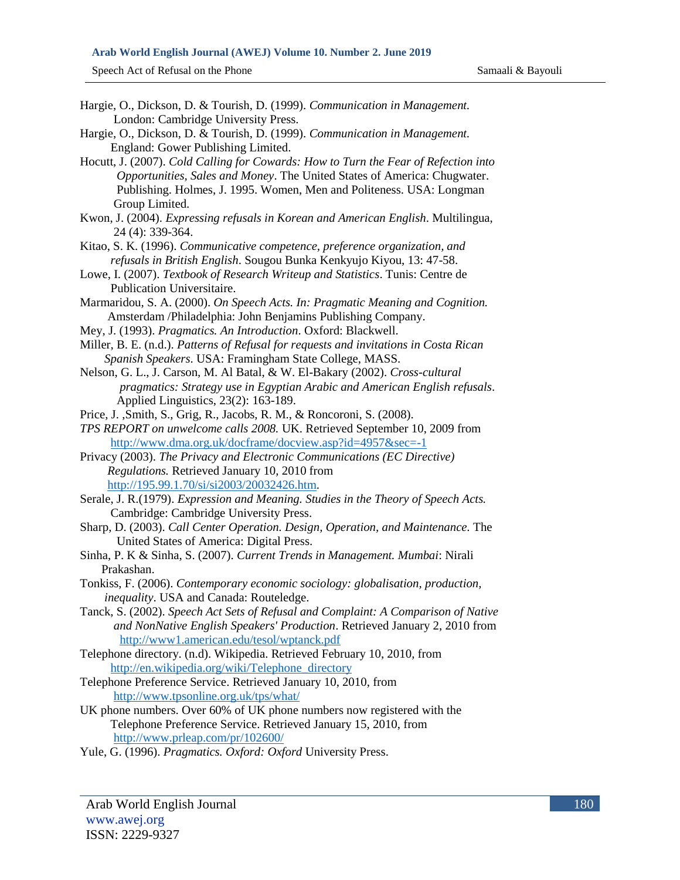Hargie, O., Dickson, D. & Tourish, D. (1999). *Communication in Management.* London: Cambridge University Press.

Hargie, O., Dickson, D. & Tourish, D. (1999). *Communication in Management.* England: Gower Publishing Limited.

Hocutt, J. (2007). *Cold Calling for Cowards: How to Turn the Fear of Refection into Opportunities, Sales and Money*. The United States of America: Chugwater. Publishing. Holmes, J. 1995. Women, Men and Politeness. USA: Longman Group Limited.

Kwon, J. (2004). *Expressing refusals in Korean and American English*. Multilingua, 24 (4): 339-364.

Kitao, S. K. (1996). *Communicative competence, preference organization, and refusals in British English*. Sougou Bunka Kenkyujo Kiyou, 13: 47-58.

Lowe, I. (2007). *Textbook of Research Writeup and Statistics*. Tunis: Centre de Publication Universitaire.

Marmaridou, S. A. (2000). *On Speech Acts. In: Pragmatic Meaning and Cognition.* Amsterdam /Philadelphia: John Benjamins Publishing Company.

Mey, J. (1993). *Pragmatics. An Introduction*. Oxford: Blackwell.

Miller, B. E. (n.d.). *Patterns of Refusal for requests and invitations in Costa Rican Spanish Speakers*. USA: Framingham State College, MASS.

Nelson, G. L., J. Carson, M. Al Batal, & W. El-Bakary (2002). *Cross-cultural pragmatics: Strategy use in Egyptian Arabic and American English refusals*. Applied Linguistics, 23(2): 163-189.

Price, J. ,Smith, S., Grig, R., Jacobs, R. M., & Roncoroni, S. (2008).

*TPS REPORT on unwelcome calls 2008.* UK. Retrieved September 10, 2009 from http://www.dma.org.uk/docframe/docview.asp?id=4957&sec=-1

Privacy (2003). *The Privacy and Electronic Communications (EC Directive) Regulations.* Retrieved January 10, 2010 from http://195.99.1.70/si/si2003/20032426.htm.

Serale, J. R.(1979). *Expression and Meaning. Studies in the Theory of Speech Acts.* Cambridge: Cambridge University Press.

Sharp, D. (2003). *Call Center Operation. Design, Operation, and Maintenance.* The United States of America: Digital Press.

Sinha, P. K & Sinha, S. (2007). *Current Trends in Management. Mumbai*: Nirali Prakashan.

Tonkiss, F. (2006). *Contemporary economic sociology: globalisation, production, inequality*. USA and Canada: Routeledge.

Tanck, S. (2002). *Speech Act Sets of Refusal and Complaint: A Comparison of Native and NonNative English Speakers' Production*. Retrieved January 2, 2010 from http://www1.american.edu/tesol/wptanck.pdf

Telephone directory. (n.d). Wikipedia. Retrieved February 10, 2010, from http://en.wikipedia.org/wiki/Telephone_directory

Telephone Preference Service. Retrieved January 10, 2010, from http://www.tpsonline.org.uk/tps/what/

UK phone numbers. Over 60% of UK phone numbers now registered with the Telephone Preference Service. Retrieved January 15, 2010, from http://www.prleap.com/pr/102600/

Yule, G. (1996). *Pragmatics. Oxford: Oxford* University Press.